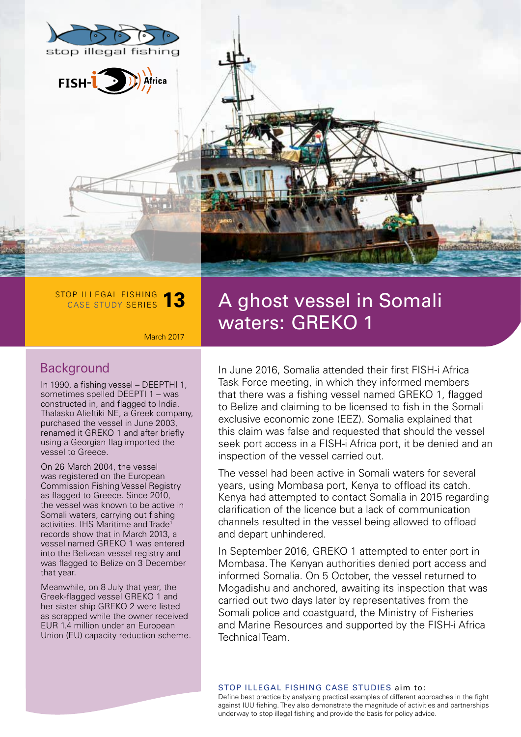stop illegal fishing

FISH-i Africa

STOP ILLEGAL FISHING CASE STUDY SERIES 13

March 2017

# A ghost vessel in Somali waters: GREKO 1

## Background

In 1990, a fishing vessel – DEEPTHI 1, sometimes spelled DEEPTI 1 – was constructed in, and flagged to India. Thalasko Alieftiki NE, a Greek company, purchased the vessel in June 2003, renamed it GREKO 1 and after briefly using a Georgian flag imported the vessel to Greece.

On 26 March 2004, the vessel was registered on the European Commission Fishing Vessel Registry as flagged to Greece. Since 2010, the vessel was known to be active in Somali waters, carrying out fishing activities. IHS Maritime and Trade[1] records show that in March 2013, a vessel named GREKO 1 was entered into the Belizean vessel registry and was flagged to Belize on 3 December that year.

Meanwhile, on 8 July that year, the Greek-flagged vessel GREKO 1 and her sister ship GREKO 2 were listed as scrapped while the owner received EUR 1.4 million under an European Union (EU) capacity reduction scheme.

In June 2016, Somalia attended their first FISH-i Africa Task Force meeting, in which they informed members that there was a fishing vessel named GREKO 1, flagged to Belize and claiming to be licensed to fish in the Somali exclusive economic zone (EEZ). Somalia explained that this claim was false and requested that should the vessel seek port access in a FISH-i Africa port, it be denied and an inspection of the vessel carried out.

The vessel had been active in Somali waters for several years, using Mombasa port, Kenya to offload its catch. Kenya had attempted to contact Somalia in 2015 regarding clarification of the licence but a lack of communication channels resulted in the vessel being allowed to offload and depart unhindered.

In September 2016, GREKO 1 attempted to enter port in Mombasa. The Kenyan authorities denied port access and informed Somalia. On 5 October, the vessel returned to Mogadishu and anchored, awaiting its inspection that was carried out two days later by representatives from the Somali police and coastguard, the Ministry of Fisheries and Marine Resources and supported by the FISH-i Africa Technical Team.

STOP ILLEGAL FISHING CASE STUDIES aim to:
Define best practice by analysing practical examples of different approaches in the fight against IUU fishing. They also demonstrate the magnitude of activities and partnerships underway to stop illegal fishing and provide the basis for policy advice.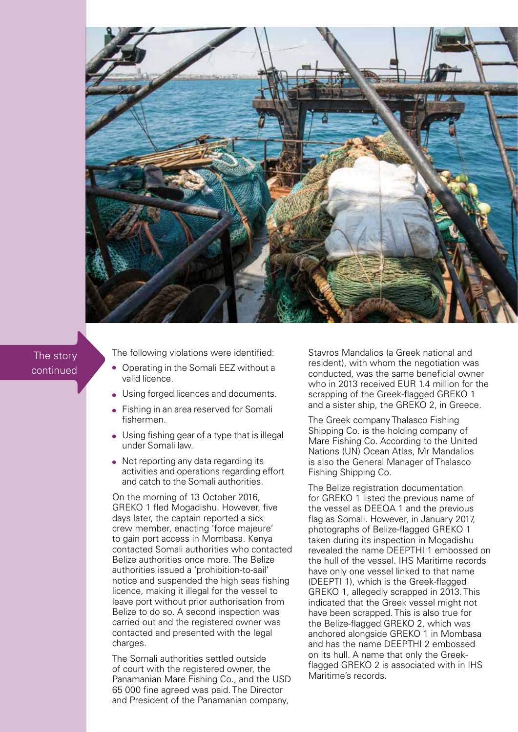The story continued

The following violations were identified:

- Operating in the Somali EEZ without a valid licence.
- Using forged licences and documents.
- Fishing in an area reserved for Somali fishermen.
- Using fishing gear of a type that is illegal under Somali law.
- Not reporting any data regarding its activities and operations regarding effort and catch to the Somali authorities.

On the morning of 13 October 2016, GREKO 1 fled Mogadishu. However, five days later, the captain reported a sick crew member, enacting 'force majeure' to gain port access in Mombasa. Kenya contacted Somali authorities who contacted Belize authorities once more. The Belize authorities issued a 'prohibition-to-sail' notice and suspended the high seas fishing licence, making it illegal for the vessel to leave port without prior authorisation from Belize to do so. A second inspection was carried out and the registered owner was contacted and presented with the legal charges.

The Somali authorities settled outside of court with the registered owner, the Panamanian Mare Fishing Co., and the USD 65 000 fine agreed was paid. The Director and President of the Panamanian company, Stavros Mandalios (a Greek national and resident), with whom the negotiation was conducted, was the same beneficial owner who in 2013 received EUR 1.4 million for the scrapping of the Greek-flagged GREKO 1 and a sister ship, the GREKO 2, in Greece.

The Greek company Thalasco Fishing Shipping Co. is the holding company of Mare Fishing Co. According to the United Nations (UN) Ocean Atlas, Mr Mandalios is also the General Manager of Thalasco Fishing Shipping Co.

The Belize registration documentation for GREKO 1 listed the previous name of the vessel as DEEQA 1 and the previous flag as Somali. However, in January 2017, photographs of Belize-flagged GREKO 1 taken during its inspection in Mogadishu revealed the name DEEPTHI 1 embossed on the hull of the vessel. IHS Maritime records have only one vessel linked to that name (DEEPTI 1), which is the Greek-flagged GREKO 1, allegedly scrapped in 2013. This indicated that the Greek vessel might not have been scrapped. This is also true for the Belize-flagged GREKO 2, which was anchored alongside GREKO 1 in Mombasa and has the name DEEPTHI 2 embossed on its hull. A name that only the Greek-flagged GREKO 2 is associated with in IHS Maritime's records.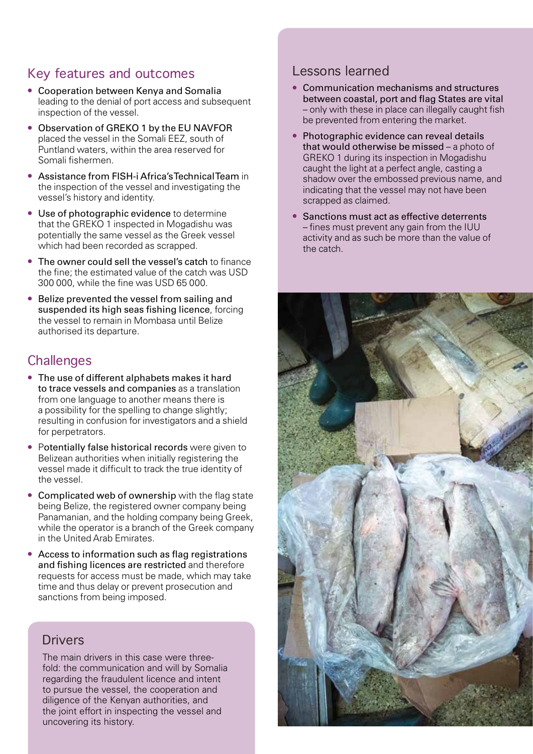## Key features and outcomes

- **Cooperation between Kenya and Somalia** leading to the denial of port access and subsequent inspection of the vessel.
- **Observation of GREKO 1 by the EU NAVFOR** placed the vessel in the Somali EEZ, south of Puntland waters, within the area reserved for Somali fishermen.
- **Assistance from FISH-i Africa's Technical Team** in the inspection of the vessel and investigating the vessel's history and identity.
- **Use of photographic evidence** to determine that the GREKO 1 inspected in Mogadishu was potentially the same vessel as the Greek vessel which had been recorded as scrapped.
- **The owner could sell the vessel's catch** to finance the fine; the estimated value of the catch was USD 300 000, while the fine was USD 65 000.
- **Belize prevented the vessel from sailing and suspended its high seas fishing licence**, forcing the vessel to remain in Mombasa until Belize authorised its departure.

## Challenges

- **The use of different alphabets makes it hard to trace vessels and companies** as a translation from one language to another means there is a possibility for the spelling to change slightly; resulting in confusion for investigators and a shield for perpetrators.
- **Potentially false historical records** were given to Belizean authorities when initially registering the vessel made it difficult to track the true identity of the vessel.
- **Complicated web of ownership** with the flag state being Belize, the registered owner company being Panamanian, and the holding company being Greek, while the operator is a branch of the Greek company in the United Arab Emirates.
- **Access to information such as flag registrations and fishing licences are restricted** and therefore requests for access must be made, which may take time and thus delay or prevent prosecution and sanctions from being imposed.

## Drivers

The main drivers in this case were three-fold: the communication and will by Somalia regarding the fraudulent licence and intent to pursue the vessel, the cooperation and diligence of the Kenyan authorities, and the joint effort in inspecting the vessel and uncovering its history.

## Lessons learned

- **Communication mechanisms and structures between coastal, port and flag States are vital** – only with these in place can illegally caught fish be prevented from entering the market.
- **Photographic evidence can reveal details that would otherwise be missed** – a photo of GREKO 1 during its inspection in Mogadishu caught the light at a perfect angle, casting a shadow over the embossed previous name, and indicating that the vessel may not have been scrapped as claimed.
- **Sanctions must act as effective deterrents** – fines must prevent any gain from the IUU activity and as such be more than the value of the catch.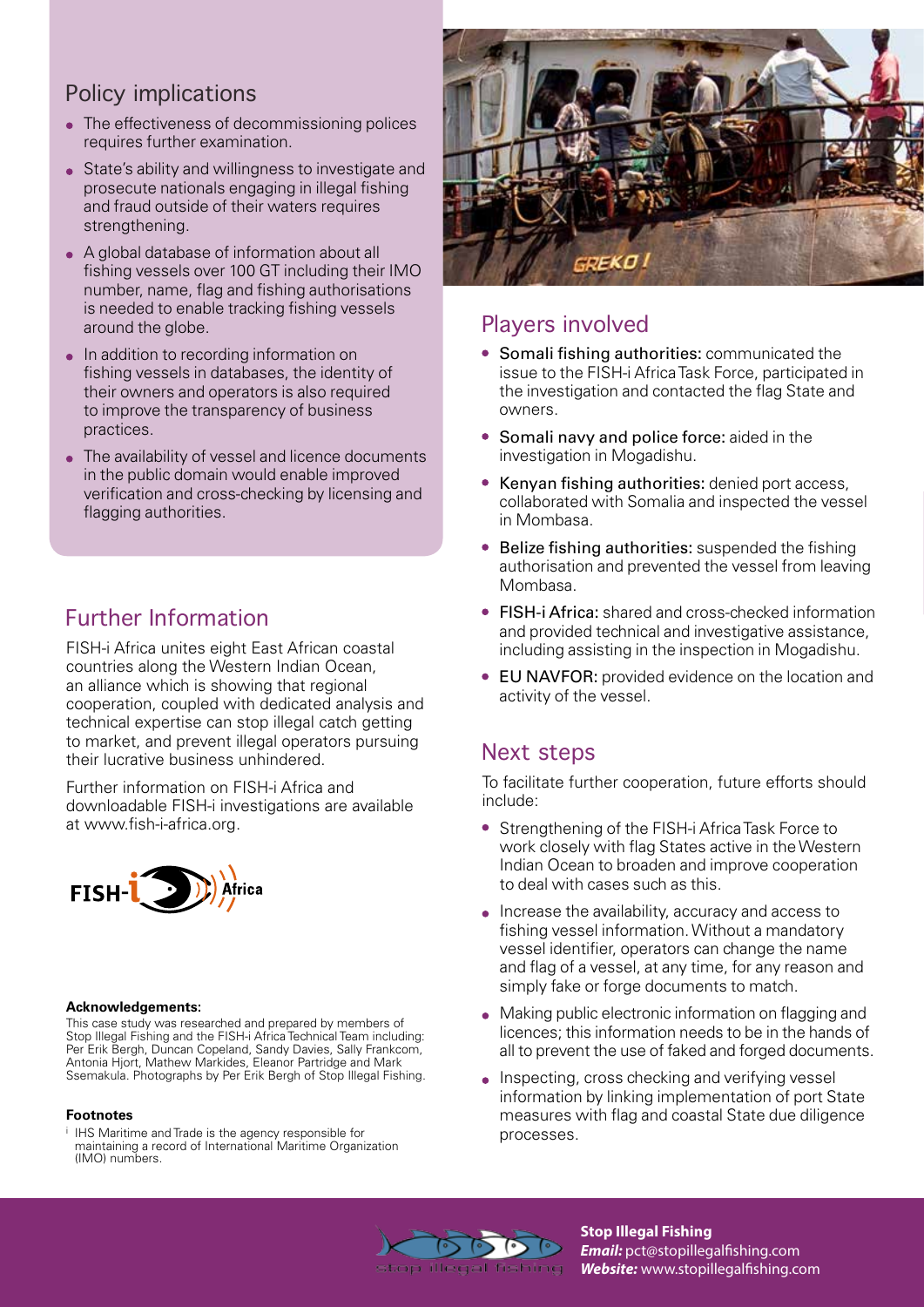## Policy implications

- The effectiveness of decommissioning polices requires further examination.
- State's ability and willingness to investigate and prosecute nationals engaging in illegal fishing and fraud outside of their waters requires strengthening.
- A global database of information about all fishing vessels over 100 GT including their IMO number, name, flag and fishing authorisations is needed to enable tracking fishing vessels around the globe.
- In addition to recording information on fishing vessels in databases, the identity of their owners and operators is also required to improve the transparency of business practices.
- The availability of vessel and licence documents in the public domain would enable improved verification and cross-checking by licensing and flagging authorities.

## Further Information

FISH-i Africa unites eight East African coastal countries along the Western Indian Ocean, an alliance which is showing that regional cooperation, coupled with dedicated analysis and technical expertise can stop illegal catch getting to market, and prevent illegal operators pursuing their lucrative business unhindered.

Further information on FISH-i Africa and downloadable FISH-i investigations are available at www.fish-i-africa.org.

FISH-i Africa

**Acknowledgements:**

This case study was researched and prepared by members of Stop Illegal Fishing and the FISH-i Africa Technical Team including: Per Erik Bergh, Duncan Copeland, Sandy Davies, Sally Frankcom, Antonia Hjort, Mathew Markides, Eleanor Partridge and Mark Ssemakula. Photographs by Per Erik Bergh of Stop Illegal Fishing.

**Footnotes**

[i] IHS Maritime and Trade is the agency responsible for maintaining a record of International Maritime Organization (IMO) numbers.

## Players involved

- Somali fishing authorities: communicated the issue to the FISH-i Africa Task Force, participated in the investigation and contacted the flag State and owners.
- Somali navy and police force: aided in the investigation in Mogadishu.
- Kenyan fishing authorities: denied port access, collaborated with Somalia and inspected the vessel in Mombasa.
- Belize fishing authorities: suspended the fishing authorisation and prevented the vessel from leaving Mombasa.
- FISH-i Africa: shared and cross-checked information and provided technical and investigative assistance, including assisting in the inspection in Mogadishu.
- EU NAVFOR: provided evidence on the location and activity of the vessel.

## Next steps

To facilitate further cooperation, future efforts should include:

- Strengthening of the FISH-i Africa Task Force to work closely with flag States active in the Western Indian Ocean to broaden and improve cooperation to deal with cases such as this.
- Increase the availability, accuracy and access to fishing vessel information. Without a mandatory vessel identifier, operators can change the name and flag of a vessel, at any time, for any reason and simply fake or forge documents to match.
- Making public electronic information on flagging and licences; this information needs to be in the hands of all to prevent the use of faked and forged documents.
- Inspecting, cross checking and verifying vessel information by linking implementation of port State measures with flag and coastal State due diligence processes.

**Stop Illegal Fishing**
***Email:*** pct@stopillegalfishing.com
***Website:*** www.stopillegalfishing.com